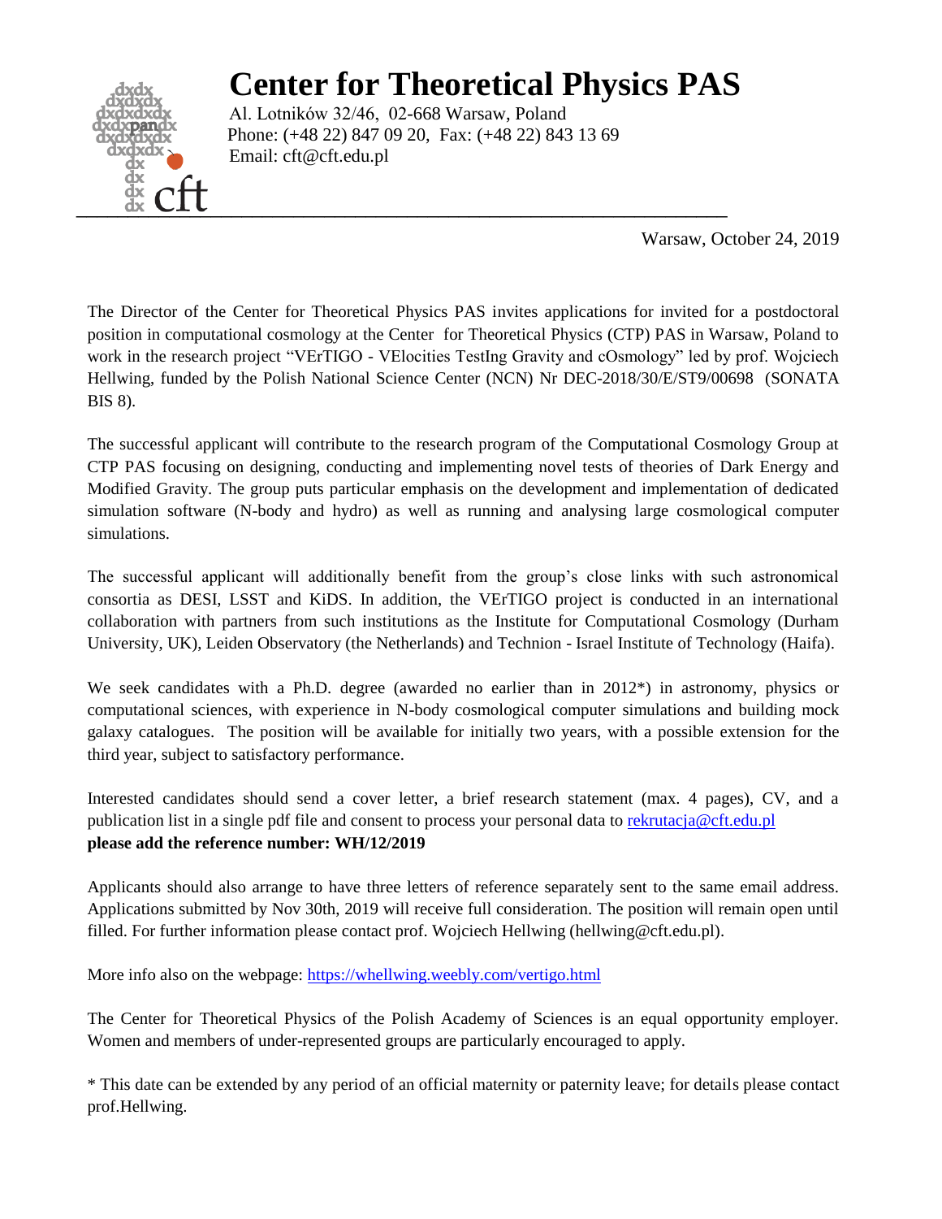# Center for Theoretical Physics PAS

Al. Lotników 32/46, 02-668 Warsaw, Poland
Phone: (+48 22) 847 09 20, Fax: (+48 22) 843 13 69
Email: cft@cft.edu.pl

Warsaw, October 24, 2019

The Director of the Center for Theoretical Physics PAS invites applications for invited for a postdoctoral position in computational cosmology at the Center for Theoretical Physics (CTP) PAS in Warsaw, Poland to work in the research project "VErTIGO - VElocities TestIng Gravity and cOsmology" led by prof. Wojciech Hellwing, funded by the Polish National Science Center (NCN) Nr DEC-2018/30/E/ST9/00698 (SONATA BIS 8).

The successful applicant will contribute to the research program of the Computational Cosmology Group at CTP PAS focusing on designing, conducting and implementing novel tests of theories of Dark Energy and Modified Gravity. The group puts particular emphasis on the development and implementation of dedicated simulation software (N-body and hydro) as well as running and analysing large cosmological computer simulations.

The successful applicant will additionally benefit from the group's close links with such astronomical consortia as DESI, LSST and KiDS. In addition, the VErTIGO project is conducted in an international collaboration with partners from such institutions as the Institute for Computational Cosmology (Durham University, UK), Leiden Observatory (the Netherlands) and Technion - Israel Institute of Technology (Haifa).

We seek candidates with a Ph.D. degree (awarded no earlier than in 2012*) in astronomy, physics or computational sciences, with experience in N-body cosmological computer simulations and building mock galaxy catalogues. The position will be available for initially two years, with a possible extension for the third year, subject to satisfactory performance.

Interested candidates should send a cover letter, a brief research statement (max. 4 pages), CV, and a publication list in a single pdf file and consent to process your personal data to rekrutacja@cft.edu.pl
**please add the reference number: WH/12/2019**

Applicants should also arrange to have three letters of reference separately sent to the same email address. Applications submitted by Nov 30th, 2019 will receive full consideration. The position will remain open until filled. For further information please contact prof. Wojciech Hellwing (hellwing@cft.edu.pl).

More info also on the webpage: https://whellwing.weebly.com/vertigo.html

The Center for Theoretical Physics of the Polish Academy of Sciences is an equal opportunity employer. Women and members of under-represented groups are particularly encouraged to apply.

* This date can be extended by any period of an official maternity or paternity leave; for details please contact prof.Hellwing.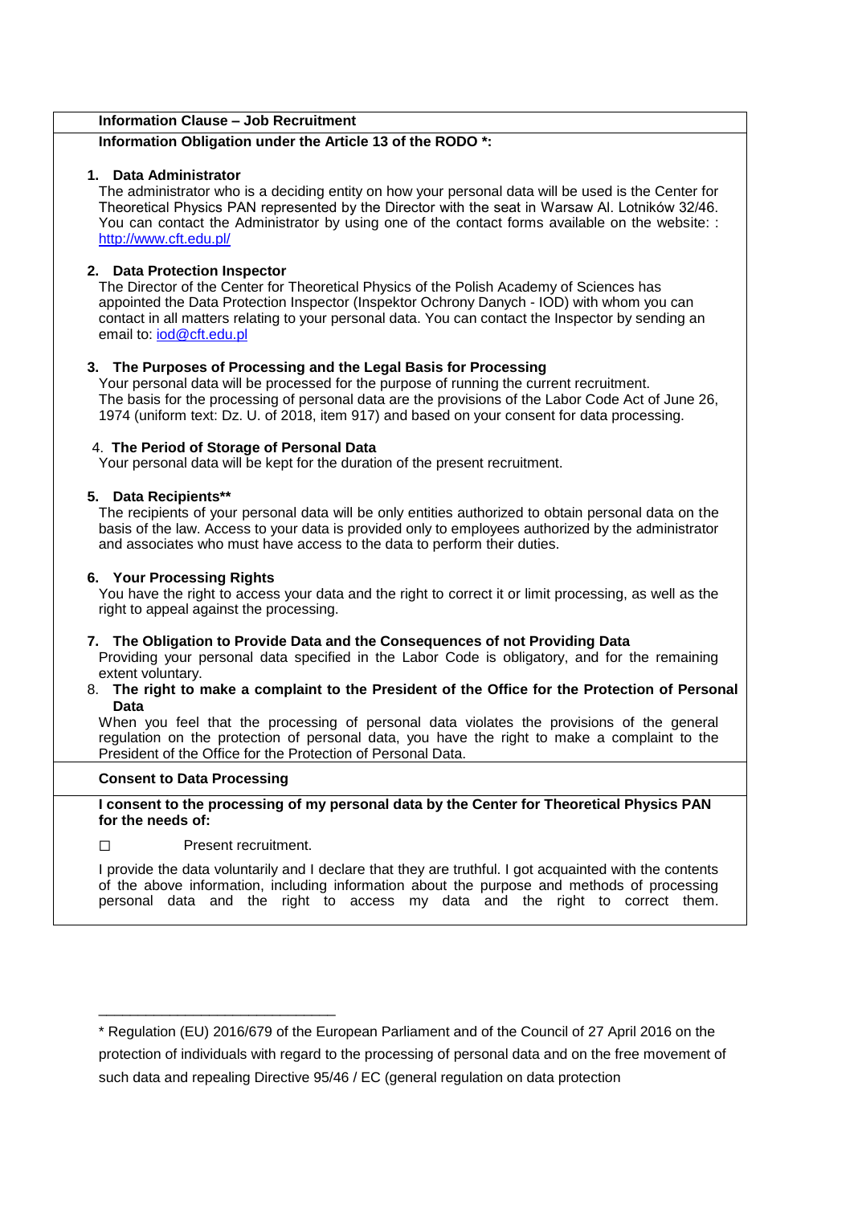**Information Clause – Job Recruitment**

**Information Obligation under the Article 13 of the RODO *:**

1. **Data Administrator**
   The administrator who is a deciding entity on how your personal data will be used is the Center for Theoretical Physics PAN represented by the Director with the seat in Warsaw Al. Lotników 32/46. You can contact the Administrator by using one of the contact forms available on the website: : http://www.cft.edu.pl/

2. **Data Protection Inspector**
   The Director of the Center for Theoretical Physics of the Polish Academy of Sciences has appointed the Data Protection Inspector (Inspektor Ochrony Danych - IOD) with whom you can contact in all matters relating to your personal data. You can contact the Inspector by sending an email to: iod@cft.edu.pl

3. **The Purposes of Processing and the Legal Basis for Processing**
   Your personal data will be processed for the purpose of running the current recruitment.
   The basis for the processing of personal data are the provisions of the Labor Code Act of June 26, 1974 (uniform text: Dz. U. of 2018, item 917) and based on your consent for data processing.

4. **The Period of Storage of Personal Data**
   Your personal data will be kept for the duration of the present recruitment.

5. **Data Recipients****
   The recipients of your personal data will be only entities authorized to obtain personal data on the basis of the law. Access to your data is provided only to employees authorized by the administrator and associates who must have access to the data to perform their duties.

6. **Your Processing Rights**
   You have the right to access your data and the right to correct it or limit processing, as well as the right to appeal against the processing.

7. **The Obligation to Provide Data and the Consequences of not Providing Data**
   Providing your personal data specified in the Labor Code is obligatory, and for the remaining extent voluntary.

8. **The right to make a complaint to the President of the Office for the Protection of Personal Data**
   When you feel that the processing of personal data violates the provisions of the general regulation on the protection of personal data, you have the right to make a complaint to the President of the Office for the Protection of Personal Data.

**Consent to Data Processing**

**I consent to the processing of my personal data by the Center for Theoretical Physics PAN for the needs of:**

☐ Present recruitment.

I provide the data voluntarily and I declare that they are truthful. I got acquainted with the contents of the above information, including information about the purpose and methods of processing personal data and the right to access my data and the right to correct them.

---

* Regulation (EU) 2016/679 of the European Parliament and of the Council of 27 April 2016 on the protection of individuals with regard to the processing of personal data and on the free movement of such data and repealing Directive 95/46 / EC (general regulation on data protection